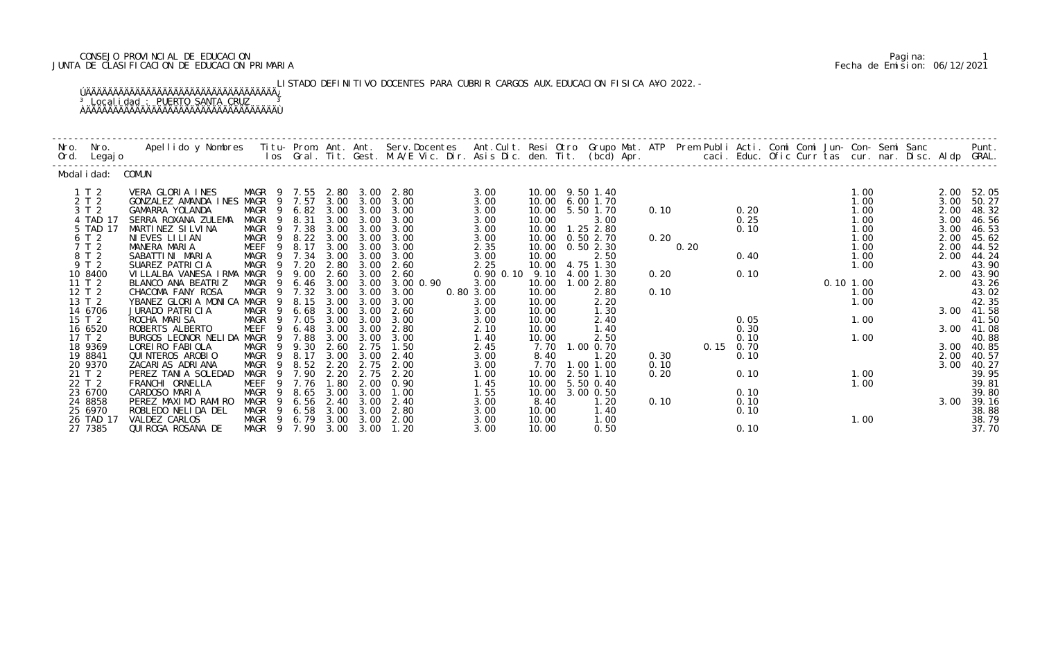CONSEJO PROVINCIAL DE EDUCACION
JUNTA DE CLASIFICACION DE EDUCACION PRIMARIA

Fecha de Emision: 06/12/2021

LISTADO DEFINITIVO DOCENTES PARA CUBRIR CARGOS AUX.EDUCACION FISICA AÑO 2022.-

Localidad : PUERTO SANTA CRUZ

Modalidad: COMUN

| Nro. Ord. | Nro. Legajo | Apellido y Nombres | Titu-los | Prom. Gral. | Ant. Tit. | Ant. Gest. | Serv.Docentes M.A/E Vic. Dir. | Ant.Cult. Asis Dic. | Resi den. | Otro Tit. | Grupo Mat. (bcd) | ATP Apr. | Prem caci. | Publi Educ. | Acti. Ofic | Comi Curr | Comi tas | Jun- cur. | Con- nar. | Semi Disc. | Sanc | Aldp | Punt. GRAL. |
|---|---|---|---|---|---|---|---|---|---|---|---|---|---|---|---|---|---|---|---|---|---|---|---|
| 1 | T 2 | VERA GLORIA INES | MAGR 9 | 7.55 | 2.80 | 3.00 | 2.80 | 3.00 | 10.00 | 9.50 | 1.40 | | | | | | | 1.00 | | | | 2.00 | 52.05 |
| 2 | T 2 | GONZALEZ AMANDA INES | MAGR 9 | 7.57 | 3.00 | 3.00 | 3.00 | 3.00 | 10.00 | 6.00 | 1.70 | | | | | | | 1.00 | | | | 3.00 | 50.27 |
| 3 | T 2 | GAMARRA YOLANDA | MAGR 9 | 6.82 | 3.00 | 3.00 | 3.00 | 3.00 | 10.00 | 5.50 | 1.70 | 0.10 | | | 0.20 | | | 1.00 | | | | 2.00 | 48.32 |
| 4 | TAD 17 | SERRA ROXANA ZULEMA | MAGR 9 | 8.31 | 3.00 | 3.00 | 3.00 | 3.00 | 10.00 | | 3.00 | | | | 0.25 | | | 1.00 | | | | 3.00 | 46.56 |
| 5 | TAD 17 | MARTINEZ SILVINA | MAGR 9 | 7.38 | 3.00 | 3.00 | 3.00 | 3.00 | 10.00 | 1.25 | 2.80 | | | | 0.10 | | | 1.00 | | | | 3.00 | 46.53 |
| 6 | T 2 | NIEVES LILIAN | MAGR 9 | 8.22 | 3.00 | 3.00 | 3.00 | 3.00 | 10.00 | 0.50 | 2.70 | 0.20 | | | | | | 1.00 | | | | 2.00 | 45.62 |
| 7 | T 2 | MANERA MARIA | MEEF 9 | 8.17 | 3.00 | 3.00 | 3.00 | 2.35 | 10.00 | 0.50 | 2.30 | | 0.20 | | | | | 1.00 | | | | 2.00 | 44.52 |
| 8 | T 2 | SABATTINI MARIA | MAGR 9 | 7.34 | 3.00 | 3.00 | 3.00 | 3.00 | 10.00 | | 2.50 | | | | 0.40 | | | 1.00 | | | | 2.00 | 44.24 |
| 9 | T 2 | SUAREZ PATRICIA | MAGR 9 | 7.20 | 2.80 | 3.00 | 2.60 | 2.25 | 10.00 | 4.75 | 1.30 | | | | | | | 1.00 | | | | | 43.90 |
| 10 | 8400 | VILLALBA VANESA IRMA | MAGR 9 | 9.00 | 2.60 | 3.00 | 2.60 | 0.90 0.10 | 9.10 | 4.00 | 1.30 | 0.20 | | | 0.10 | | | | | | | 2.00 | 43.90 |
| 11 | T 2 | BLANCO ANA BEATRIZ | MAGR 9 | 6.46 | 3.00 | 3.00 | 3.00 0.90 | 3.00 | 10.00 | 1.00 | 2.80 | | | | | | 0.10 | 1.00 | | | | | 43.26 |
| 12 | T 2 | CHACOMA FANY ROSA | MAGR 9 | 7.32 | 3.00 | 3.00 | 3.00 | 0.80 3.00 | 10.00 | | 2.80 | 0.10 | | | | | | 1.00 | | | | | 43.02 |
| 13 | T 2 | YBANEZ GLORIA MONICA | MAGR 9 | 8.15 | 3.00 | 3.00 | 3.00 | 3.00 | 10.00 | | 2.20 | | | | | | | 1.00 | | | | | 42.35 |
| 14 | 6706 | JURADO PATRICIA | MAGR 9 | 6.68 | 3.00 | 3.00 | 2.60 | 3.00 | 10.00 | | 1.30 | | | | | | | | | | | 3.00 | 41.58 |
| 15 | T 2 | ROCHA MARISA | MAGR 9 | 7.05 | 3.00 | 3.00 | 3.00 | 3.00 | 10.00 | | 2.40 | | | | 0.05 | | | 1.00 | | | | | 41.50 |
| 16 | 6520 | ROBERTS ALBERTO | MEEF 9 | 6.48 | 3.00 | 3.00 | 2.80 | 2.10 | 10.00 | | 1.40 | | | | 0.30 | | | | | | | 3.00 | 41.08 |
| 17 | T 2 | BURGOS LEONOR NELIDA | MAGR 9 | 7.88 | 3.00 | 3.00 | 3.00 | 1.40 | 10.00 | | 2.50 | | | | 0.10 | | | 1.00 | | | | | 40.88 |
| 18 | 9369 | LOREIRO FABIOLA | MAGR 9 | 9.30 | 2.60 | 2.75 | 1.50 | 2.45 | 7.70 | 1.00 | 0.70 | | | 0.15 | 0.70 | | | | | | | 3.00 | 40.85 |
| 19 | 8841 | QUINTEROS AROBIO | MAGR 9 | 8.17 | 3.00 | 3.00 | 2.40 | 3.00 | 8.40 | | 1.20 | 0.30 | | | 0.10 | | | | | | | 2.00 | 40.57 |
| 20 | 9370 | ZACARIAS ADRIANA | MAGR 9 | 8.52 | 2.20 | 2.75 | 2.00 | 3.00 | 7.70 | 1.00 | 1.00 | 0.10 | | | | | | | | | | 3.00 | 40.27 |
| 21 | T 2 | PEREZ TANIA SOLEDAD | MAGR 9 | 7.90 | 2.20 | 2.75 | 2.20 | 1.00 | 10.00 | 2.50 | 1.10 | 0.20 | | | 0.10 | | | 1.00 | | | | | 39.95 |
| 22 | T 2 | FRANCHI ORNELLA | MEEF 9 | 7.76 | 1.80 | 2.00 | 0.90 | 1.45 | 10.00 | 5.50 | 0.40 | | | | | | | 1.00 | | | | | 39.81 |
| 23 | 6700 | CARDOSO MARIA | MAGR 9 | 8.65 | 3.00 | 3.00 | 1.00 | 1.55 | 10.00 | 3.00 | 0.50 | | | | 0.10 | | | | | | | | 39.80 |
| 24 | 8858 | PEREZ MAXIMO RAMIRO | MAGR 9 | 6.56 | 2.40 | 3.00 | 2.40 | 3.00 | 8.40 | | 1.20 | 0.10 | | | 0.10 | | | | | | | 3.00 | 39.16 |
| 25 | 6970 | ROBLEDO NELIDA DEL | MAGR 9 | 6.58 | 3.00 | 3.00 | 2.80 | 3.00 | 10.00 | | 1.40 | | | | 0.10 | | | | | | | | 38.88 |
| 26 | TAD 17 | VALDEZ CARLOS | MAGR 9 | 6.79 | 3.00 | 3.00 | 2.00 | 3.00 | 10.00 | | 1.00 | | | | | | | 1.00 | | | | | 38.79 |
| 27 | 7385 | QUIROGA ROSANA DE | MAGR 9 | 7.90 | 3.00 | 3.00 | 1.20 | 3.00 | 10.00 | | 0.50 | | | | 0.10 | | | | | | | | 37.70 |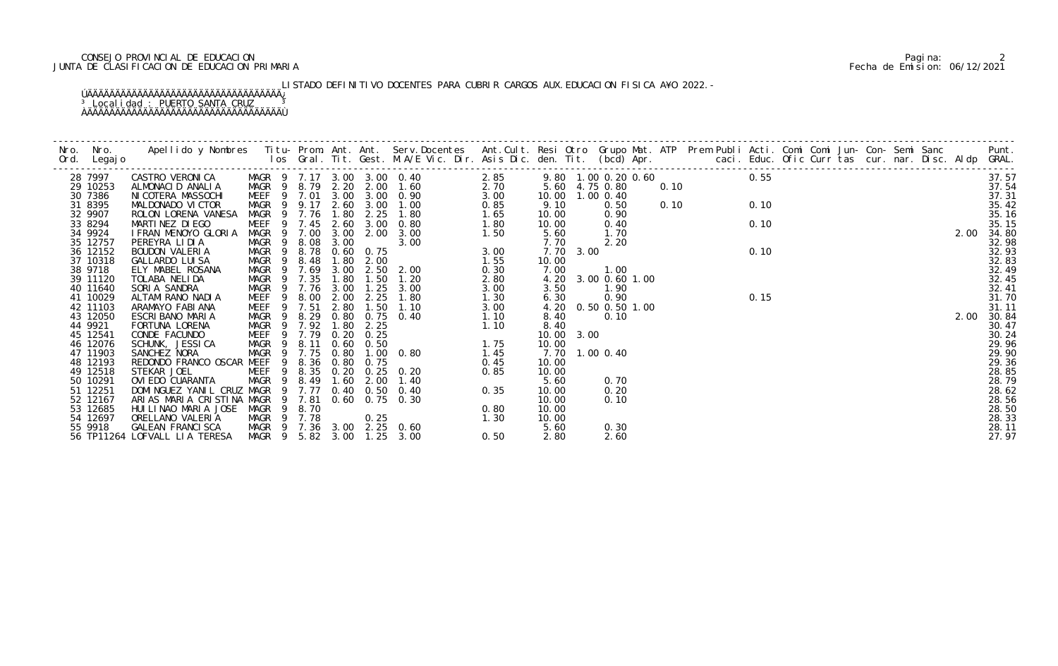CONSEJO PROVINCIAL DE EDUCACION
JUNTA DE CLASIFICACION DE EDUCACION PRIMARIA

LISTADO DEFINITIVO DOCENTES PARA CUBRIR CARGOS AUX.EDUCACION FISICA A¥O 2022.-

Localidad : PUERTO SANTA CRUZ

| Nro. Ord. | Nro. Legajo | Apellido y Nombres | Titu-los | Prom. Gral. | Ant. Tit. | Ant. Gest. | Serv.Docentes M.A/E Vic. Dir. | Ant.Cult. Asis Dic. | Resi den. | Otro Tit. | Grupo (bcd) | Mat. Apr. | ATP | Prem | Publi caci. | Acti. Educ. | Comi Ofic | Comi Curr | Jun- tas | Con- cur. | Semi nar. | Sanc Disc. | Aldp | Punt. GRAL. |
|---|---|---|---|---|---|---|---|---|---|---|---|---|---|---|---|---|---|---|---|---|---|---|---|---|
| 28 | 7997 | CASTRO VERONICA | MAGR 9 | 7.17 | 3.00 | 3.00 | 0.40 | 2.85 | 9.80 | 1.00 | 0.20 | 0.60 | | | | 0.55 | | | | | | | | 37.57 |
| 29 | 10253 | ALMONACID ANALIA | MAGR 9 | 8.79 | 2.20 | 2.00 | 1.60 | 2.70 | 5.60 | 4.75 | 0.80 | | 0.10 | | | | | | | | | | | 37.54 |
| 30 | 7386 | NICOTERA MASSOCHI | MEEF 9 | 7.01 | 3.00 | 3.00 | 0.90 | 3.00 | 10.00 | 1.00 | 0.40 | | | | | | | | | | | | | 37.31 |
| 31 | 8395 | MALDONADO VICTOR | MAGR 9 | 9.17 | 2.60 | 3.00 | 1.00 | 0.85 | 9.10 | | 0.50 | | 0.10 | | | 0.10 | | | | | | | | 35.42 |
| 32 | 9907 | ROLON LORENA VANESA | MAGR 9 | 7.76 | 1.80 | 2.25 | 1.80 | 1.65 | 10.00 | | 0.90 | | | | | | | | | | | | | 35.16 |
| 33 | 8294 | MARTINEZ DIEGO | MEEF 9 | 7.45 | 2.60 | 3.00 | 0.80 | 1.80 | 10.00 | | 0.40 | | | | | 0.10 | | | | | | | | 35.15 |
| 34 | 9924 | IFRAN MENOYO GLORIA | MAGR 9 | 7.00 | 3.00 | 2.00 | 3.00 | 1.50 | 5.60 | | 1.70 | | | | | | | | | | | | 2.00 | 34.80 |
| 35 | 12757 | PEREYRA LIDIA | MAGR 9 | 8.08 | 3.00 | | 3.00 | | 7.70 | | 2.20 | | | | | | | | | | | | | 32.98 |
| 36 | 12152 | BOUDON VALERIA | MAGR 9 | 8.78 | 0.60 | 0.75 | | 3.00 | 7.70 | 3.00 | | | | | | 0.10 | | | | | | | | 32.93 |
| 37 | 10318 | GALLARDO LUISA | MAGR 9 | 8.48 | 1.80 | 2.00 | | 1.55 | 10.00 | | | | | | | | | | | | | | | 32.83 |
| 38 | 9718 | ELY MABEL ROSANA | MAGR 9 | 7.69 | 3.00 | 2.50 | 2.00 | 0.30 | 7.00 | | 1.00 | | | | | | | | | | | | | 32.49 |
| 39 | 11120 | TOLABA NELIDA | MAGR 9 | 7.35 | 1.80 | 1.50 | 1.20 | 2.80 | 4.20 | 3.00 | 0.60 | 1.00 | | | | | | | | | | | | 32.45 |
| 40 | 11640 | SORIA SANDRA | MAGR 9 | 7.76 | 3.00 | 1.25 | 3.00 | 3.00 | 3.50 | | 1.90 | | | | | | | | | | | | | 32.41 |
| 41 | 10029 | ALTAMIRANO NADIA | MEEF 9 | 8.00 | 2.00 | 2.25 | 1.80 | 1.30 | 6.30 | | 0.90 | | | | | 0.15 | | | | | | | | 31.70 |
| 42 | 11103 | ARAMAYO FABIANA | MEEF 9 | 7.51 | 2.80 | 1.50 | 1.10 | 3.00 | 4.20 | 0.50 | 0.50 | 1.00 | | | | | | | | | | | | 31.11 |
| 43 | 12050 | ESCRIBANO MARIA | MAGR 9 | 8.29 | 0.80 | 0.75 | 0.40 | 1.10 | 8.40 | | 0.10 | | | | | | | | | | | | 2.00 | 30.84 |
| 44 | 9921 | FORTUNA LORENA | MAGR 9 | 7.92 | 1.80 | 2.25 | | 1.10 | 8.40 | | | | | | | | | | | | | | | 30.47 |
| 45 | 12541 | CONDE FACUNDO | MEEF 9 | 7.79 | 0.20 | 0.25 | | | 10.00 | 3.00 | | | | | | | | | | | | | | 30.24 |
| 46 | 12076 | SCHUNK, JESSICA | MAGR 9 | 8.11 | 0.60 | 0.50 | | 1.75 | 10.00 | | | | | | | | | | | | | | | 29.96 |
| 47 | 11903 | SANCHEZ NORA | MAGR 9 | 7.75 | 0.80 | 1.00 | 0.80 | 1.45 | 7.70 | 1.00 | 0.40 | | | | | | | | | | | | | 29.90 |
| 48 | 12193 | REDONDO FRANCO OSCAR | MEEF 9 | 8.36 | 0.80 | 0.75 | | 0.45 | 10.00 | | | | | | | | | | | | | | | 29.36 |
| 49 | 12518 | STEKAR JOEL | MEEF 9 | 8.35 | 0.20 | 0.25 | 0.20 | 0.85 | 10.00 | | | | | | | | | | | | | | | 28.85 |
| 50 | 10291 | OVIEDO CUARANTA | MAGR 9 | 8.49 | 1.60 | 2.00 | 1.40 | | 5.60 | | 0.70 | | | | | | | | | | | | | 28.79 |
| 51 | 12251 | DOMINGUEZ YANIL CRUZ | MAGR 9 | 7.77 | 0.40 | 0.50 | 0.40 | 0.35 | 10.00 | | 0.20 | | | | | | | | | | | | | 28.62 |
| 52 | 12167 | ARIAS MARIA CRISTINA | MAGR 9 | 7.81 | 0.60 | 0.75 | 0.30 | | 10.00 | | 0.10 | | | | | | | | | | | | | 28.56 |
| 53 | 12685 | HUILINAO MARIA JOSE | MAGR 9 | 8.70 | | | | 0.80 | 10.00 | | | | | | | | | | | | | | | 28.50 |
| 54 | 12697 | ORELLANO VALERIA | MAGR 9 | 7.78 | | 0.25 | | 1.30 | 10.00 | | | | | | | | | | | | | | | 28.33 |
| 55 | 9918 | GALEAN FRANCISCA | MAGR 9 | 7.36 | 3.00 | 2.25 | 0.60 | | 5.60 | | 0.30 | | | | | | | | | | | | | 28.11 |
| 56 | TP11264 | LOFVALL LIA TERESA | MAGR 9 | 5.82 | 3.00 | 1.25 | 3.00 | 0.50 | 2.80 | | 2.60 | | | | | | | | | | | | | 27.97 |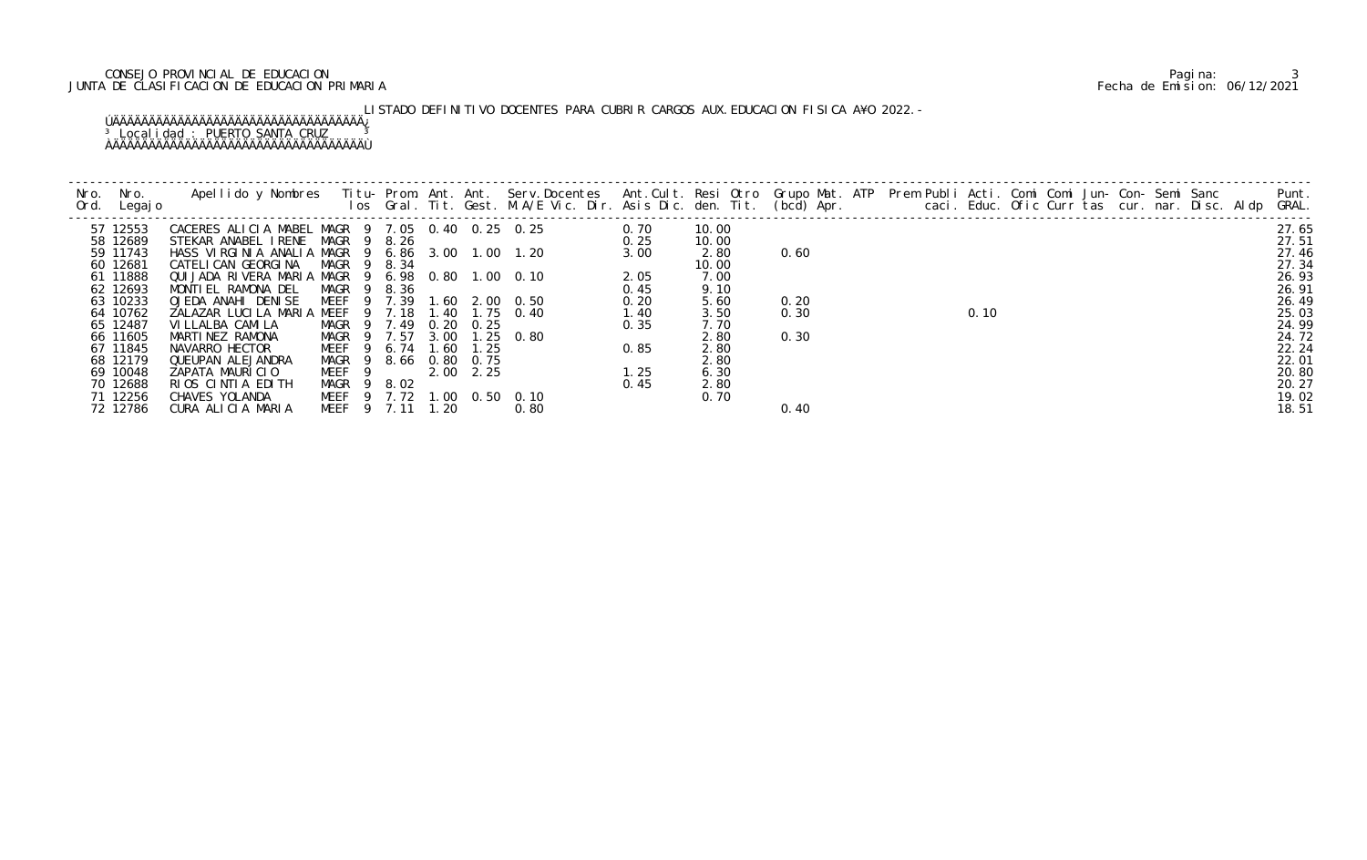CONSEJO PROVINCIAL DE EDUCACION
JUNTA DE CLASIFICACION DE EDUCACION PRIMARIA

Pagina: 3
Fecha de Emision: 06/12/2021

LISTADO DEFINITIVO DOCENTES PARA CUBRIR CARGOS AUX.EDUCACION FISICA A¥O 2022.-

Localidad : PUERTO SANTA CRUZ

| Nro. Ord. | Nro. Legajo | Apellido y Nombres | Titu- los | Prom. Gral. | Ant. Tit. | Ant. Gest. | Serv.Docentes M.A/E Vic. Dir. | Ant.Cult. Asis Dic. | Resi den. | Otro Tit. | Grupo Mat. (bcd) Apr. | ATP | Prem | Publi caci. | Acti. Educ. | Comi Ofic | Comi Curr | Jun- tas | Con- cur. | Semi nar. | Sanc Disc. | Aldp | Punt. GRAL. |
|---|---|---|---|---|---|---|---|---|---|---|---|---|---|---|---|---|---|---|---|---|---|---|---|
| 57 | 12553 | CACERES ALICIA MABEL | MAGR 9 | 7.05 | 0.40 | 0.25 | 0.25 | 0.70 | 10.00 | | | | | | | | | | | | | | 27.65 |
| 58 | 12689 | STEKAR ANABEL IRENE | MAGR 9 | 8.26 | | | | 0.25 | 10.00 | | | | | | | | | | | | | | 27.51 |
| 59 | 11743 | HASS VIRGINIA ANALIA | MAGR 9 | 6.86 | 3.00 | 1.00 | 1.20 | 3.00 | 2.80 | | 0.60 | | | | | | | | | | | | 27.46 |
| 60 | 12681 | CATELICAN GEORGINA | MAGR 9 | 8.34 | | | | | 10.00 | | | | | | | | | | | | | | 27.34 |
| 61 | 11888 | QUIJADA RIVERA MARIA | MAGR 9 | 6.98 | 0.80 | 1.00 | 0.10 | 2.05 | 7.00 | | | | | | | | | | | | | | 26.93 |
| 62 | 12693 | MONTIEL RAMONA DEL | MAGR 9 | 8.36 | | | | 0.45 | 9.10 | | | | | | | | | | | | | | 26.91 |
| 63 | 10233 | OJEDA ANAHI DENISE | MEEF 9 | 7.39 | 1.60 | 2.00 | 0.50 | 0.20 | 5.60 | | 0.20 | | | | | | | | | | | | 26.49 |
| 64 | 10762 | ZALAZAR LUCILA MARIA | MEEF 9 | 7.18 | 1.40 | 1.75 | 0.40 | 1.40 | 3.50 | | 0.30 | | | | 0.10 | | | | | | | | 25.03 |
| 65 | 12487 | VILLALBA CAMILA | MAGR 9 | 7.49 | 0.20 | 0.25 | | 0.35 | 7.70 | | | | | | | | | | | | | | 24.99 |
| 66 | 11605 | MARTINEZ RAMONA | MAGR 9 | 7.57 | 3.00 | 1.25 | 0.80 | | 2.80 | | 0.30 | | | | | | | | | | | | 24.72 |
| 67 | 11845 | NAVARRO HECTOR | MEEF 9 | 6.74 | 1.60 | 1.25 | | 0.85 | 2.80 | | | | | | | | | | | | | | 22.24 |
| 68 | 12179 | QUEUPAN ALEJANDRA | MAGR 9 | 8.66 | 0.80 | 0.75 | | | 2.80 | | | | | | | | | | | | | | 22.01 |
| 69 | 10048 | ZAPATA MAURICIO | MEEF 9 | | 2.00 | 2.25 | | 1.25 | 6.30 | | | | | | | | | | | | | | 20.80 |
| 70 | 12688 | RIOS CINTIA EDITH | MAGR 9 | 8.02 | | | | 0.45 | 2.80 | | | | | | | | | | | | | | 20.27 |
| 71 | 12256 | CHAVES YOLANDA | MEEF 9 | 7.72 | 1.00 | 0.50 | 0.10 | | 0.70 | | | | | | | | | | | | | | 19.02 |
| 72 | 12786 | CURA ALICIA MARIA | MEEF 9 | 7.11 | 1.20 | | 0.80 | | | | 0.40 | | | | | | | | | | | | 18.51 |